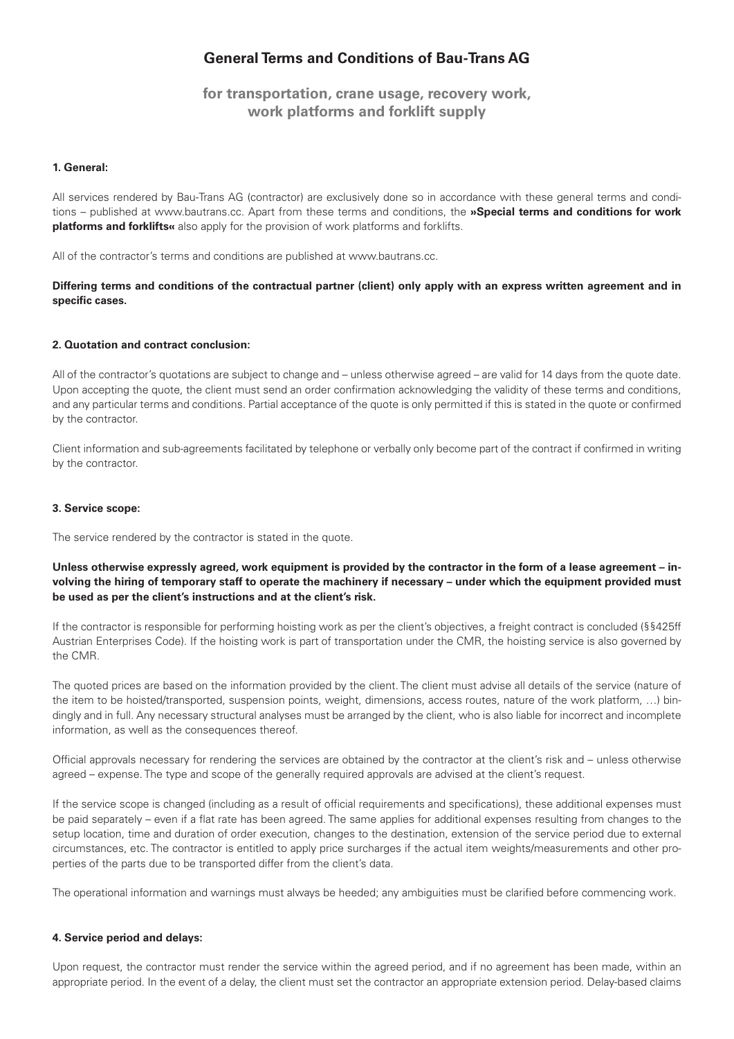# General Terms and Conditions of Bau-Trans AG

## for transportation, crane usage, recovery work, work platforms and forklift supply

### 1. General:

All services rendered by Bau-Trans AG (contractor) are exclusively done so in accordance with these general terms and conditions – published at www.bautrans.cc. Apart from these terms and conditions, the **»Special terms and conditions for work platforms and forklifts«** also apply for the provision of work platforms and forklifts.

All of the contractor's terms and conditions are published at www.bautrans.cc.

**Differing terms and conditions of the contractual partner (client) only apply with an express written agreement and in specific cases.**

### 2. Quotation and contract conclusion:

All of the contractor's quotations are subject to change and – unless otherwise agreed – are valid for 14 days from the quote date. Upon accepting the quote, the client must send an order confirmation acknowledging the validity of these terms and conditions, and any particular terms and conditions. Partial acceptance of the quote is only permitted if this is stated in the quote or confirmed by the contractor.

Client information and sub-agreements facilitated by telephone or verbally only become part of the contract if confirmed in writing by the contractor.

### 3. Service scope:

The service rendered by the contractor is stated in the quote.

**Unless otherwise expressly agreed, work equipment is provided by the contractor in the form of a lease agreement – involving the hiring of temporary staff to operate the machinery if necessary – under which the equipment provided must be used as per the client's instructions and at the client's risk.**

If the contractor is responsible for performing hoisting work as per the client's objectives, a freight contract is concluded (§§425ff Austrian Enterprises Code). If the hoisting work is part of transportation under the CMR, the hoisting service is also governed by the CMR.

The quoted prices are based on the information provided by the client. The client must advise all details of the service (nature of the item to be hoisted/transported, suspension points, weight, dimensions, access routes, nature of the work platform, …) bindingly and in full. Any necessary structural analyses must be arranged by the client, who is also liable for incorrect and incomplete information, as well as the consequences thereof.

Official approvals necessary for rendering the services are obtained by the contractor at the client's risk and – unless otherwise agreed – expense. The type and scope of the generally required approvals are advised at the client's request.

If the service scope is changed (including as a result of official requirements and specifications), these additional expenses must be paid separately – even if a flat rate has been agreed. The same applies for additional expenses resulting from changes to the setup location, time and duration of order execution, changes to the destination, extension of the service period due to external circumstances, etc. The contractor is entitled to apply price surcharges if the actual item weights/measurements and other properties of the parts due to be transported differ from the client's data.

The operational information and warnings must always be heeded; any ambiguities must be clarified before commencing work.

### 4. Service period and delays:

Upon request, the contractor must render the service within the agreed period, and if no agreement has been made, within an appropriate period. In the event of a delay, the client must set the contractor an appropriate extension period. Delay-based claims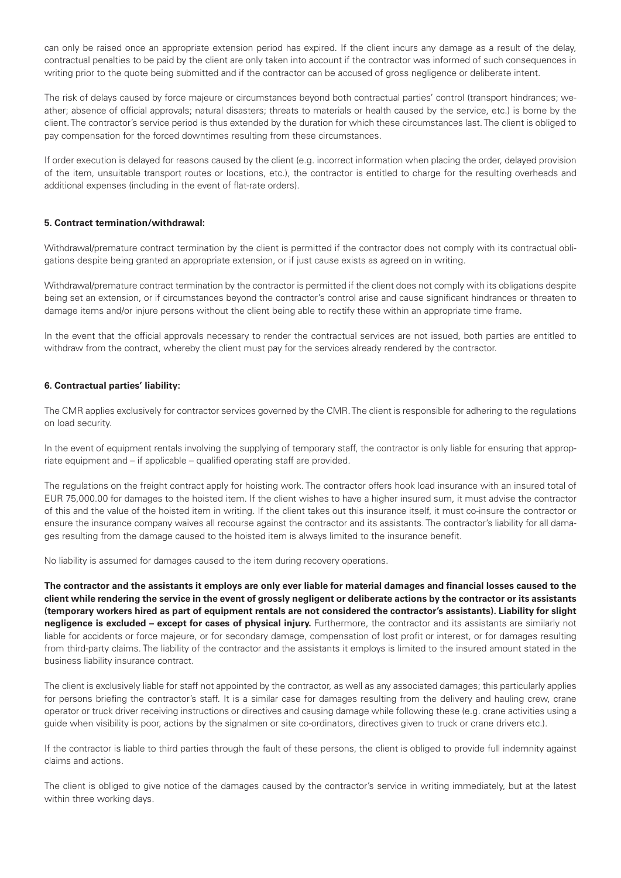can only be raised once an appropriate extension period has expired. If the client incurs any damage as a result of the delay, contractual penalties to be paid by the client are only taken into account if the contractor was informed of such consequences in writing prior to the quote being submitted and if the contractor can be accused of gross negligence or deliberate intent.

The risk of delays caused by force majeure or circumstances beyond both contractual parties' control (transport hindrances; weather; absence of official approvals; natural disasters; threats to materials or health caused by the service, etc.) is borne by the client. The contractor's service period is thus extended by the duration for which these circumstances last. The client is obliged to pay compensation for the forced downtimes resulting from these circumstances.

If order execution is delayed for reasons caused by the client (e.g. incorrect information when placing the order, delayed provision of the item, unsuitable transport routes or locations, etc.), the contractor is entitled to charge for the resulting overheads and additional expenses (including in the event of flat-rate orders).

**5. Contract termination/withdrawal:**

Withdrawal/premature contract termination by the client is permitted if the contractor does not comply with its contractual obligations despite being granted an appropriate extension, or if just cause exists as agreed on in writing.

Withdrawal/premature contract termination by the contractor is permitted if the client does not comply with its obligations despite being set an extension, or if circumstances beyond the contractor's control arise and cause significant hindrances or threaten to damage items and/or injure persons without the client being able to rectify these within an appropriate time frame.

In the event that the official approvals necessary to render the contractual services are not issued, both parties are entitled to withdraw from the contract, whereby the client must pay for the services already rendered by the contractor.

**6. Contractual parties' liability:**

The CMR applies exclusively for contractor services governed by the CMR. The client is responsible for adhering to the regulations on load security.

In the event of equipment rentals involving the supplying of temporary staff, the contractor is only liable for ensuring that appropriate equipment and – if applicable – qualified operating staff are provided.

The regulations on the freight contract apply for hoisting work. The contractor offers hook load insurance with an insured total of EUR 75,000.00 for damages to the hoisted item. If the client wishes to have a higher insured sum, it must advise the contractor of this and the value of the hoisted item in writing. If the client takes out this insurance itself, it must co-insure the contractor or ensure the insurance company waives all recourse against the contractor and its assistants. The contractor's liability for all damages resulting from the damage caused to the hoisted item is always limited to the insurance benefit.

No liability is assumed for damages caused to the item during recovery operations.

**The contractor and the assistants it employs are only ever liable for material damages and financial losses caused to the client while rendering the service in the event of grossly negligent or deliberate actions by the contractor or its assistants (temporary workers hired as part of equipment rentals are not considered the contractor's assistants). Liability for slight negligence is excluded – except for cases of physical injury.** Furthermore, the contractor and its assistants are similarly not liable for accidents or force majeure, or for secondary damage, compensation of lost profit or interest, or for damages resulting from third-party claims. The liability of the contractor and the assistants it employs is limited to the insured amount stated in the business liability insurance contract.

The client is exclusively liable for staff not appointed by the contractor, as well as any associated damages; this particularly applies for persons briefing the contractor's staff. It is a similar case for damages resulting from the delivery and hauling crew, crane operator or truck driver receiving instructions or directives and causing damage while following these (e.g. crane activities using a guide when visibility is poor, actions by the signalmen or site co-ordinators, directives given to truck or crane drivers etc.).

If the contractor is liable to third parties through the fault of these persons, the client is obliged to provide full indemnity against claims and actions.

The client is obliged to give notice of the damages caused by the contractor's service in writing immediately, but at the latest within three working days.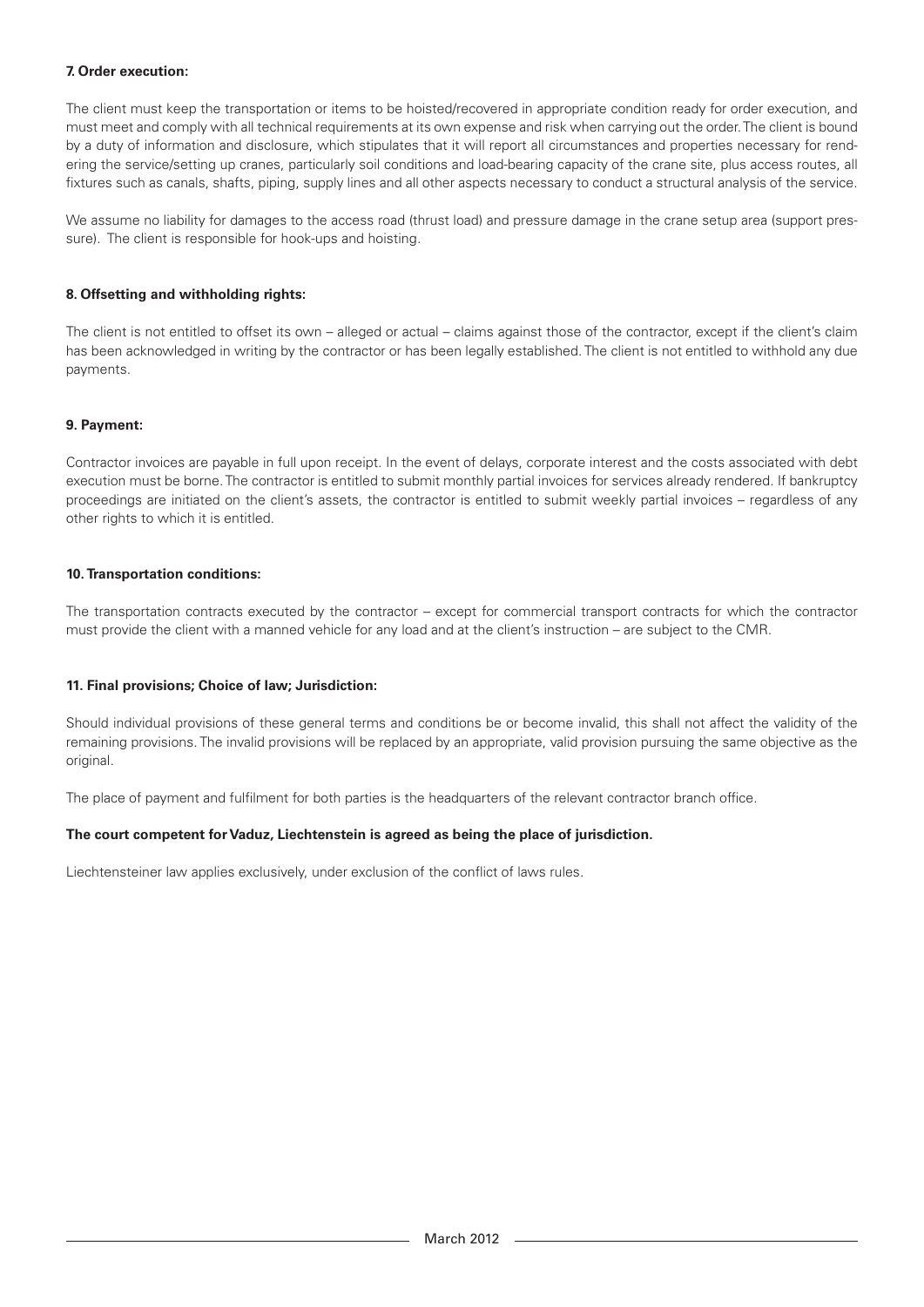**7. Order execution:**

The client must keep the transportation or items to be hoisted/recovered in appropriate condition ready for order execution, and must meet and comply with all technical requirements at its own expense and risk when carrying out the order. The client is bound by a duty of information and disclosure, which stipulates that it will report all circumstances and properties necessary for rendering the service/setting up cranes, particularly soil conditions and load-bearing capacity of the crane site, plus access routes, all fixtures such as canals, shafts, piping, supply lines and all other aspects necessary to conduct a structural analysis of the service.

We assume no liability for damages to the access road (thrust load) and pressure damage in the crane setup area (support pressure). The client is responsible for hook-ups and hoisting.

**8. Offsetting and withholding rights:**

The client is not entitled to offset its own – alleged or actual – claims against those of the contractor, except if the client's claim has been acknowledged in writing by the contractor or has been legally established. The client is not entitled to withhold any due payments.

**9. Payment:**

Contractor invoices are payable in full upon receipt. In the event of delays, corporate interest and the costs associated with debt execution must be borne. The contractor is entitled to submit monthly partial invoices for services already rendered. If bankruptcy proceedings are initiated on the client's assets, the contractor is entitled to submit weekly partial invoices – regardless of any other rights to which it is entitled.

**10. Transportation conditions:**

The transportation contracts executed by the contractor – except for commercial transport contracts for which the contractor must provide the client with a manned vehicle for any load and at the client's instruction – are subject to the CMR.

**11. Final provisions; Choice of law; Jurisdiction:**

Should individual provisions of these general terms and conditions be or become invalid, this shall not affect the validity of the remaining provisions. The invalid provisions will be replaced by an appropriate, valid provision pursuing the same objective as the original.

The place of payment and fulfilment for both parties is the headquarters of the relevant contractor branch office.

**The court competent for Vaduz, Liechtenstein is agreed as being the place of jurisdiction.**

Liechtensteiner law applies exclusively, under exclusion of the conflict of laws rules.

March 2012